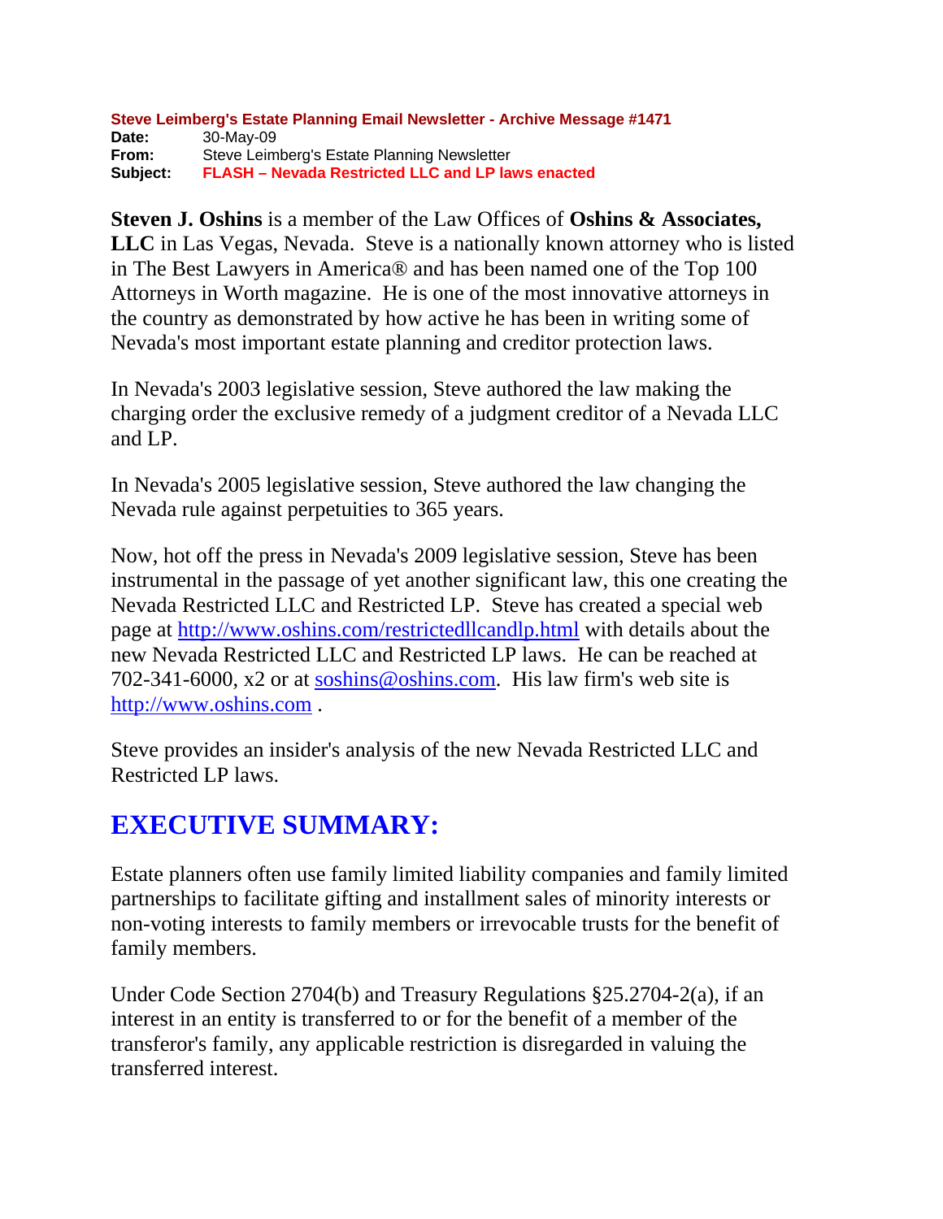**Steve Leimberg's Estate Planning Email Newsletter - Archive Message #1471**
**Date:** 30-May-09
**From:** Steve Leimberg's Estate Planning Newsletter
**Subject:** **FLASH – Nevada Restricted LLC and LP laws enacted**

**Steven J. Oshins** is a member of the Law Offices of **Oshins & Associates, LLC** in Las Vegas, Nevada. Steve is a nationally known attorney who is listed in The Best Lawyers in America® and has been named one of the Top 100 Attorneys in Worth magazine. He is one of the most innovative attorneys in the country as demonstrated by how active he has been in writing some of Nevada's most important estate planning and creditor protection laws.

In Nevada's 2003 legislative session, Steve authored the law making the charging order the exclusive remedy of a judgment creditor of a Nevada LLC and LP.

In Nevada's 2005 legislative session, Steve authored the law changing the Nevada rule against perpetuities to 365 years.

Now, hot off the press in Nevada's 2009 legislative session, Steve has been instrumental in the passage of yet another significant law, this one creating the Nevada Restricted LLC and Restricted LP. Steve has created a special web page at http://www.oshins.com/restrictedllcandlp.html with details about the new Nevada Restricted LLC and Restricted LP laws. He can be reached at 702-341-6000, x2 or at soshins@oshins.com. His law firm's web site is http://www.oshins.com .

Steve provides an insider's analysis of the new Nevada Restricted LLC and Restricted LP laws.

## EXECUTIVE SUMMARY:

Estate planners often use family limited liability companies and family limited partnerships to facilitate gifting and installment sales of minority interests or non-voting interests to family members or irrevocable trusts for the benefit of family members.

Under Code Section 2704(b) and Treasury Regulations §25.2704-2(a), if an interest in an entity is transferred to or for the benefit of a member of the transferor's family, any applicable restriction is disregarded in valuing the transferred interest.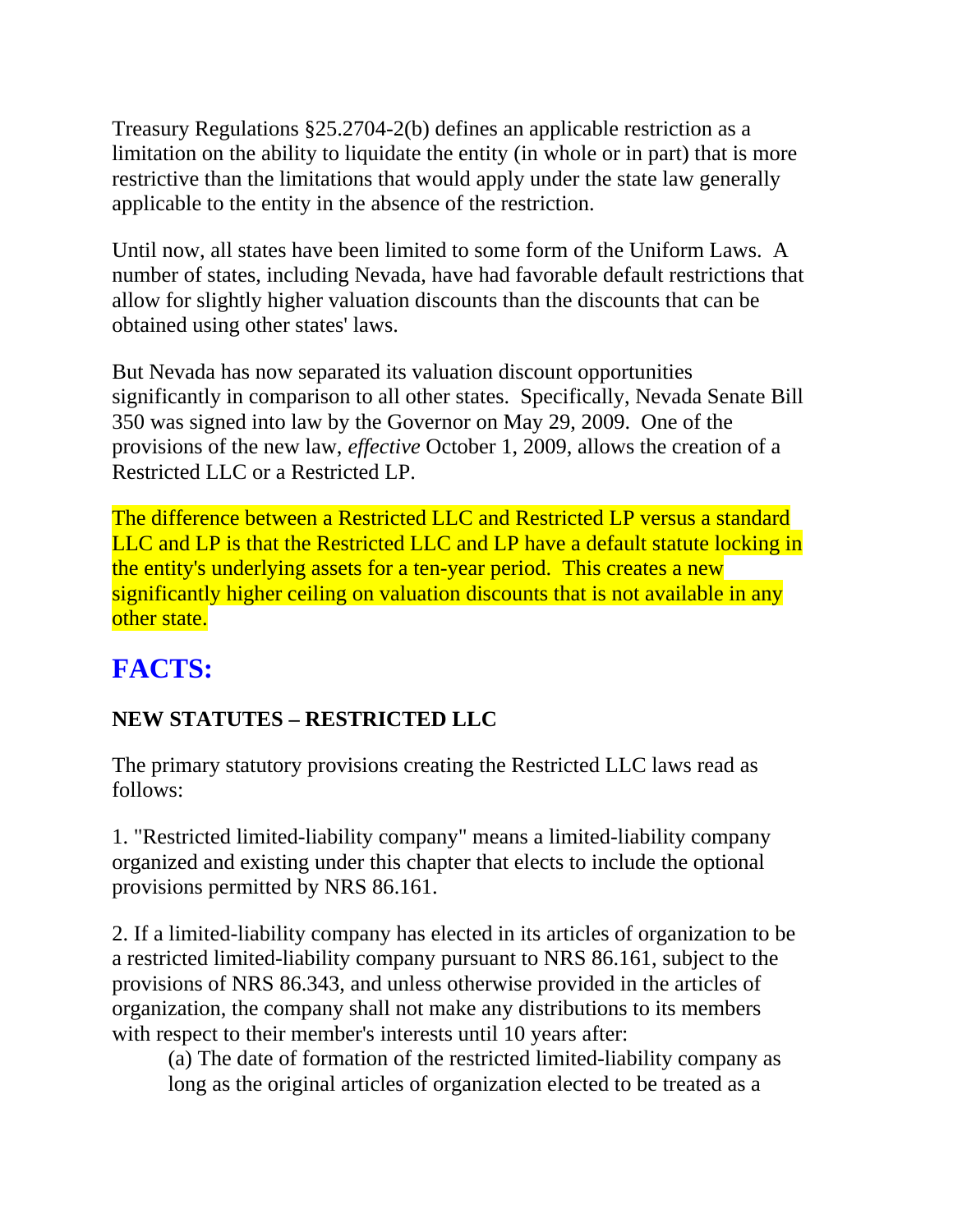Treasury Regulations §25.2704-2(b) defines an applicable restriction as a limitation on the ability to liquidate the entity (in whole or in part) that is more restrictive than the limitations that would apply under the state law generally applicable to the entity in the absence of the restriction.

Until now, all states have been limited to some form of the Uniform Laws. A number of states, including Nevada, have had favorable default restrictions that allow for slightly higher valuation discounts than the discounts that can be obtained using other states' laws.

But Nevada has now separated its valuation discount opportunities significantly in comparison to all other states. Specifically, Nevada Senate Bill 350 was signed into law by the Governor on May 29, 2009. One of the provisions of the new law, *effective* October 1, 2009, allows the creation of a Restricted LLC or a Restricted LP.

The difference between a Restricted LLC and Restricted LP versus a standard LLC and LP is that the Restricted LLC and LP have a default statute locking in the entity's underlying assets for a ten-year period. This creates a new significantly higher ceiling on valuation discounts that is not available in any other state.

## FACTS:

**NEW STATUTES – RESTRICTED LLC**

The primary statutory provisions creating the Restricted LLC laws read as follows:

1. "Restricted limited-liability company" means a limited-liability company organized and existing under this chapter that elects to include the optional provisions permitted by NRS 86.161.

2. If a limited-liability company has elected in its articles of organization to be a restricted limited-liability company pursuant to NRS 86.161, subject to the provisions of NRS 86.343, and unless otherwise provided in the articles of organization, the company shall not make any distributions to its members with respect to their member's interests until 10 years after:

   (a) The date of formation of the restricted limited-liability company as long as the original articles of organization elected to be treated as a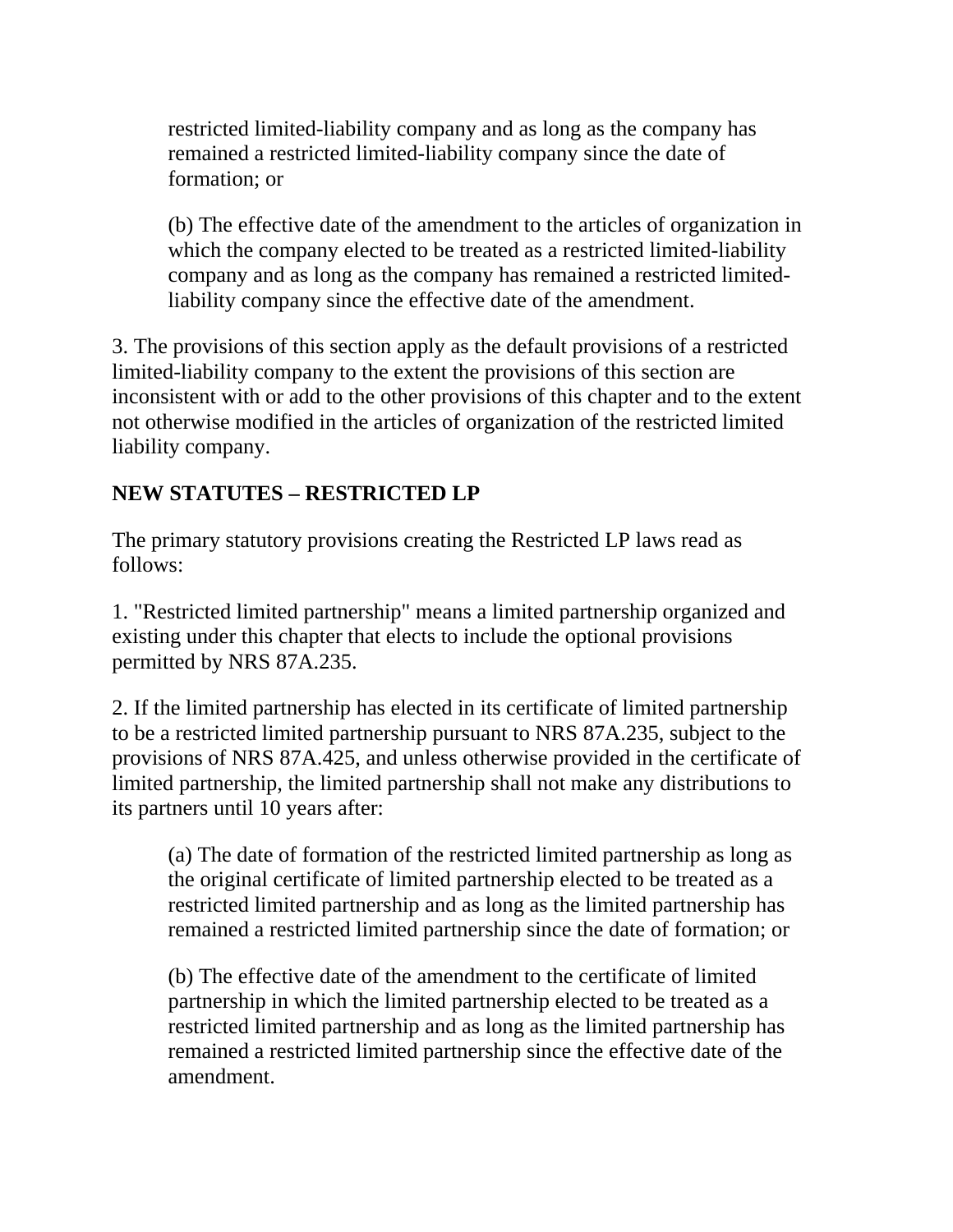restricted limited-liability company and as long as the company has remained a restricted limited-liability company since the date of formation; or

(b) The effective date of the amendment to the articles of organization in which the company elected to be treated as a restricted limited-liability company and as long as the company has remained a restricted limited-liability company since the effective date of the amendment.

3. The provisions of this section apply as the default provisions of a restricted limited-liability company to the extent the provisions of this section are inconsistent with or add to the other provisions of this chapter and to the extent not otherwise modified in the articles of organization of the restricted limited liability company.

**NEW STATUTES – RESTRICTED LP**

The primary statutory provisions creating the Restricted LP laws read as follows:

1. "Restricted limited partnership" means a limited partnership organized and existing under this chapter that elects to include the optional provisions permitted by NRS 87A.235.

2. If the limited partnership has elected in its certificate of limited partnership to be a restricted limited partnership pursuant to NRS 87A.235, subject to the provisions of NRS 87A.425, and unless otherwise provided in the certificate of limited partnership, the limited partnership shall not make any distributions to its partners until 10 years after:

(a) The date of formation of the restricted limited partnership as long as the original certificate of limited partnership elected to be treated as a restricted limited partnership and as long as the limited partnership has remained a restricted limited partnership since the date of formation; or

(b) The effective date of the amendment to the certificate of limited partnership in which the limited partnership elected to be treated as a restricted limited partnership and as long as the limited partnership has remained a restricted limited partnership since the effective date of the amendment.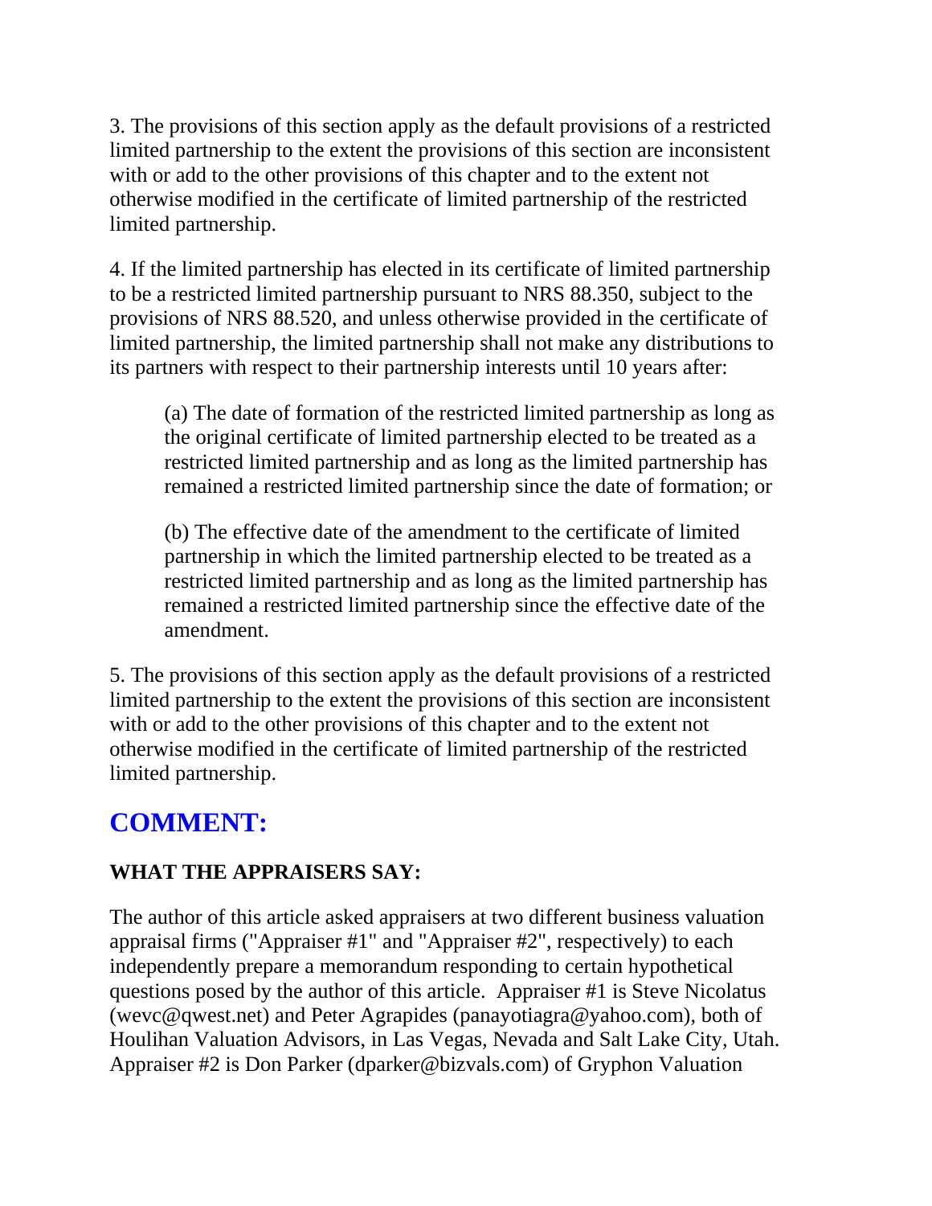3. The provisions of this section apply as the default provisions of a restricted limited partnership to the extent the provisions of this section are inconsistent with or add to the other provisions of this chapter and to the extent not otherwise modified in the certificate of limited partnership of the restricted limited partnership.

4. If the limited partnership has elected in its certificate of limited partnership to be a restricted limited partnership pursuant to NRS 88.350, subject to the provisions of NRS 88.520, and unless otherwise provided in the certificate of limited partnership, the limited partnership shall not make any distributions to its partners with respect to their partnership interests until 10 years after:

> (a) The date of formation of the restricted limited partnership as long as the original certificate of limited partnership elected to be treated as a restricted limited partnership and as long as the limited partnership has remained a restricted limited partnership since the date of formation; or
>
> (b) The effective date of the amendment to the certificate of limited partnership in which the limited partnership elected to be treated as a restricted limited partnership and as long as the limited partnership has remained a restricted limited partnership since the effective date of the amendment.

5. The provisions of this section apply as the default provisions of a restricted limited partnership to the extent the provisions of this section are inconsistent with or add to the other provisions of this chapter and to the extent not otherwise modified in the certificate of limited partnership of the restricted limited partnership.

## COMMENT:

**WHAT THE APPRAISERS SAY:**

The author of this article asked appraisers at two different business valuation appraisal firms ("Appraiser #1" and "Appraiser #2", respectively) to each independently prepare a memorandum responding to certain hypothetical questions posed by the author of this article. Appraiser #1 is Steve Nicolatus (wevc@qwest.net) and Peter Agrapides (panayotiagra@yahoo.com), both of Houlihan Valuation Advisors, in Las Vegas, Nevada and Salt Lake City, Utah. Appraiser #2 is Don Parker (dparker@bizvals.com) of Gryphon Valuation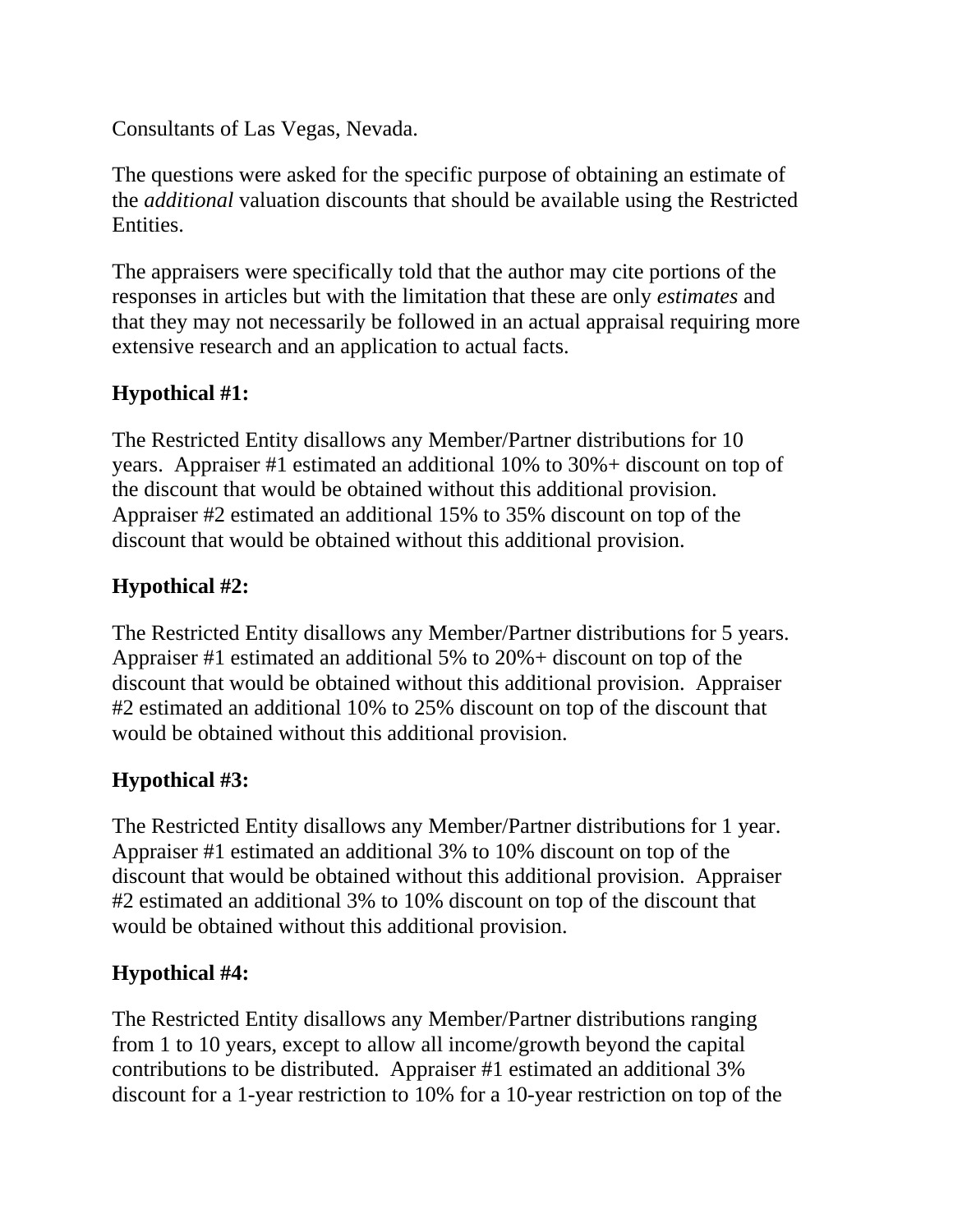Consultants of Las Vegas, Nevada.

The questions were asked for the specific purpose of obtaining an estimate of the *additional* valuation discounts that should be available using the Restricted Entities.

The appraisers were specifically told that the author may cite portions of the responses in articles but with the limitation that these are only *estimates* and that they may not necessarily be followed in an actual appraisal requiring more extensive research and an application to actual facts.

**Hypothical #1:**

The Restricted Entity disallows any Member/Partner distributions for 10 years. Appraiser #1 estimated an additional 10% to 30%+ discount on top of the discount that would be obtained without this additional provision. Appraiser #2 estimated an additional 15% to 35% discount on top of the discount that would be obtained without this additional provision.

**Hypothical #2:**

The Restricted Entity disallows any Member/Partner distributions for 5 years. Appraiser #1 estimated an additional 5% to 20%+ discount on top of the discount that would be obtained without this additional provision. Appraiser #2 estimated an additional 10% to 25% discount on top of the discount that would be obtained without this additional provision.

**Hypothical #3:**

The Restricted Entity disallows any Member/Partner distributions for 1 year. Appraiser #1 estimated an additional 3% to 10% discount on top of the discount that would be obtained without this additional provision. Appraiser #2 estimated an additional 3% to 10% discount on top of the discount that would be obtained without this additional provision.

**Hypothical #4:**

The Restricted Entity disallows any Member/Partner distributions ranging from 1 to 10 years, except to allow all income/growth beyond the capital contributions to be distributed. Appraiser #1 estimated an additional 3% discount for a 1-year restriction to 10% for a 10-year restriction on top of the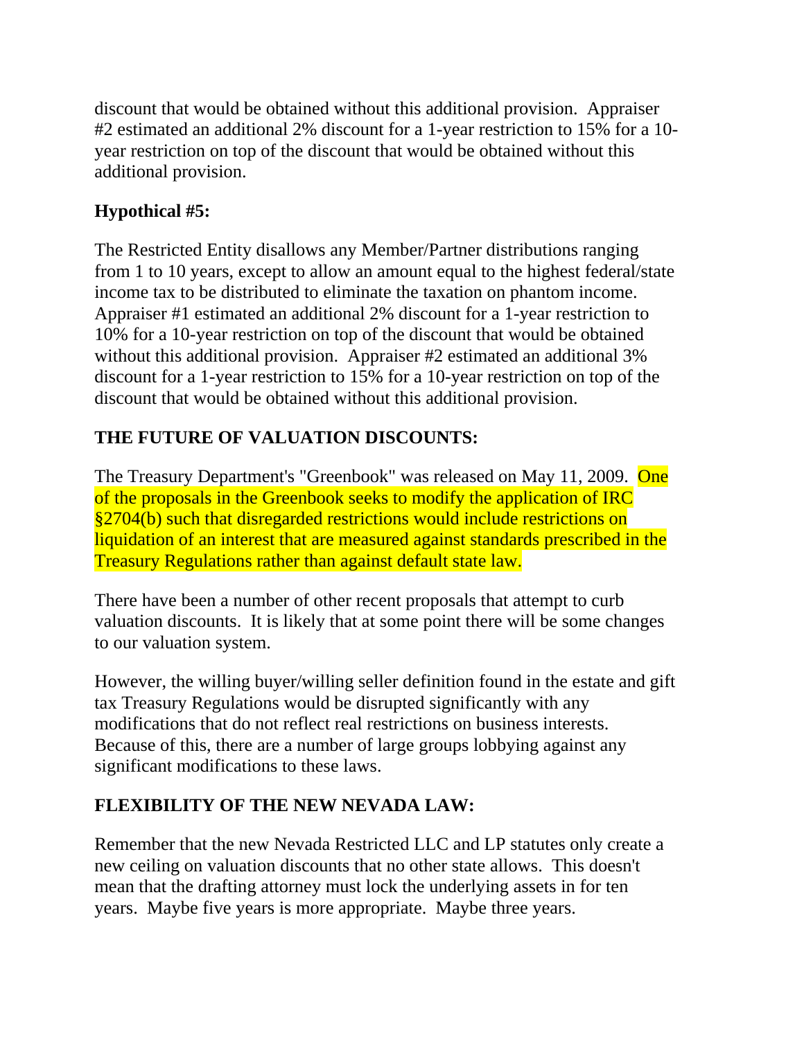discount that would be obtained without this additional provision. Appraiser #2 estimated an additional 2% discount for a 1-year restriction to 15% for a 10-year restriction on top of the discount that would be obtained without this additional provision.

**Hypothetical #5:**

The Restricted Entity disallows any Member/Partner distributions ranging from 1 to 10 years, except to allow an amount equal to the highest federal/state income tax to be distributed to eliminate the taxation on phantom income. Appraiser #1 estimated an additional 2% discount for a 1-year restriction to 10% for a 10-year restriction on top of the discount that would be obtained without this additional provision. Appraiser #2 estimated an additional 3% discount for a 1-year restriction to 15% for a 10-year restriction on top of the discount that would be obtained without this additional provision.

**THE FUTURE OF VALUATION DISCOUNTS:**

The Treasury Department's "Greenbook" was released on May 11, 2009. One of the proposals in the Greenbook seeks to modify the application of IRC §2704(b) such that disregarded restrictions would include restrictions on liquidation of an interest that are measured against standards prescribed in the Treasury Regulations rather than against default state law.

There have been a number of other recent proposals that attempt to curb valuation discounts. It is likely that at some point there will be some changes to our valuation system.

However, the willing buyer/willing seller definition found in the estate and gift tax Treasury Regulations would be disrupted significantly with any modifications that do not reflect real restrictions on business interests. Because of this, there are a number of large groups lobbying against any significant modifications to these laws.

**FLEXIBILITY OF THE NEW NEVADA LAW:**

Remember that the new Nevada Restricted LLC and LP statutes only create a new ceiling on valuation discounts that no other state allows. This doesn't mean that the drafting attorney must lock the underlying assets in for ten years. Maybe five years is more appropriate. Maybe three years.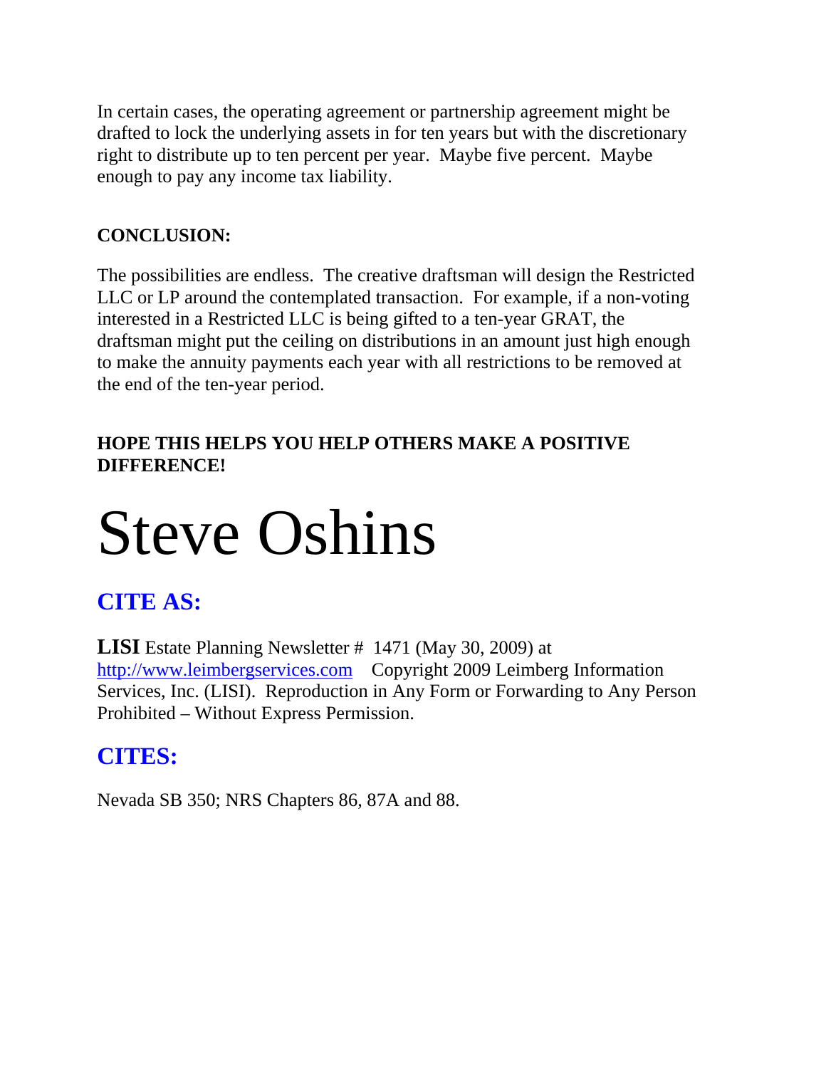In certain cases, the operating agreement or partnership agreement might be drafted to lock the underlying assets in for ten years but with the discretionary right to distribute up to ten percent per year. Maybe five percent. Maybe enough to pay any income tax liability.

**CONCLUSION:**

The possibilities are endless. The creative draftsman will design the Restricted LLC or LP around the contemplated transaction. For example, if a non-voting interested in a Restricted LLC is being gifted to a ten-year GRAT, the draftsman might put the ceiling on distributions in an amount just high enough to make the annuity payments each year with all restrictions to be removed at the end of the ten-year period.

**HOPE THIS HELPS YOU HELP OTHERS MAKE A POSITIVE DIFFERENCE!**

# Steve Oshins

## CITE AS:

**LISI** Estate Planning Newsletter # 1471 (May 30, 2009) at http://www.leimbergservices.com Copyright 2009 Leimberg Information Services, Inc. (LISI). Reproduction in Any Form or Forwarding to Any Person Prohibited – Without Express Permission.

## CITES:

Nevada SB 350; NRS Chapters 86, 87A and 88.